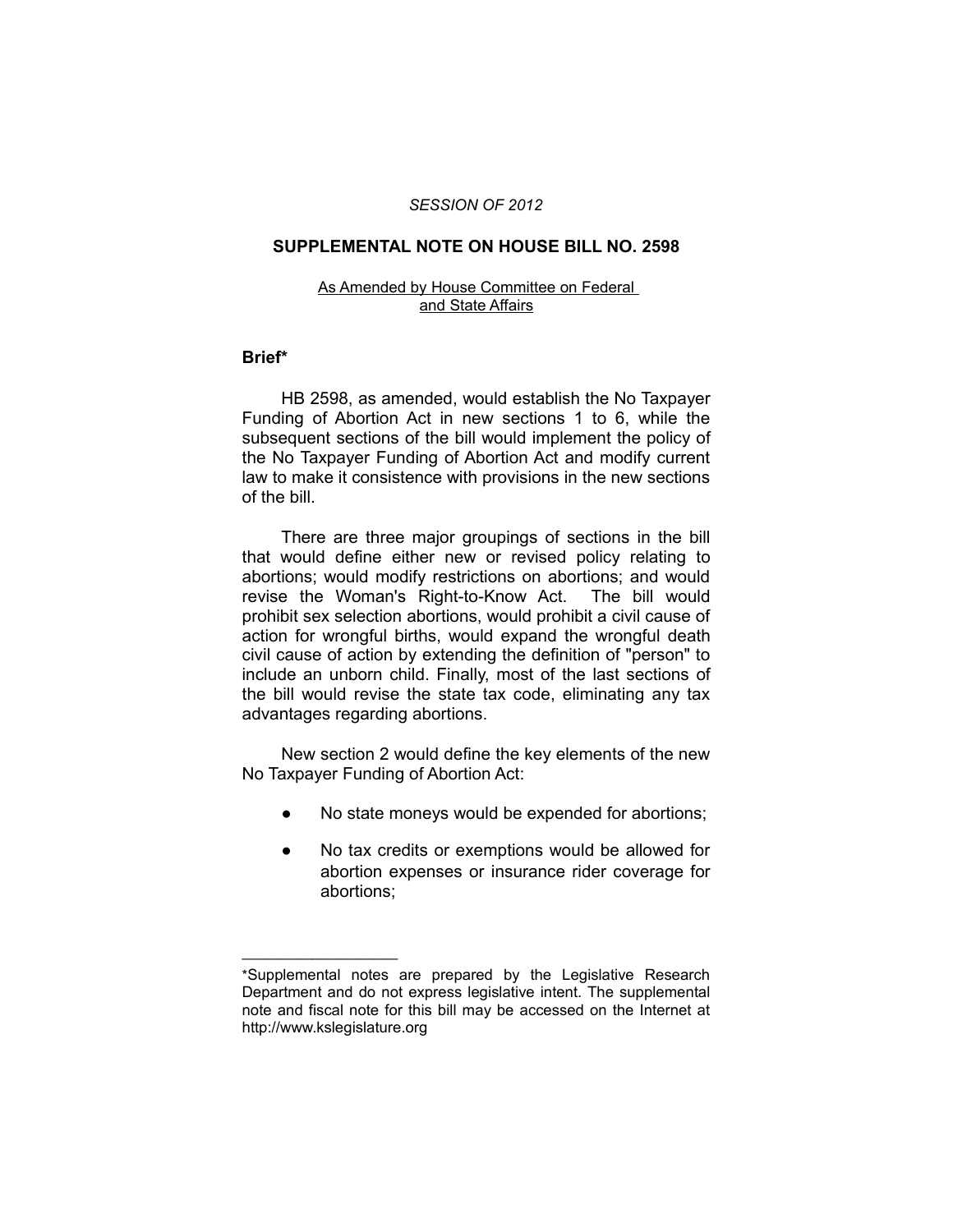*SESSION OF 2012*

# SUPPLEMENTAL NOTE ON HOUSE BILL NO. 2598

As Amended by House Committee on Federal and State Affairs

## Brief*

HB 2598, as amended, would establish the No Taxpayer Funding of Abortion Act in new sections 1 to 6, while the subsequent sections of the bill would implement the policy of the No Taxpayer Funding of Abortion Act and modify current law to make it consistence with provisions in the new sections of the bill.

There are three major groupings of sections in the bill that would define either new or revised policy relating to abortions; would modify restrictions on abortions; and would revise the Woman's Right-to-Know Act. The bill would prohibit sex selection abortions, would prohibit a civil cause of action for wrongful births, would expand the wrongful death civil cause of action by extending the definition of "person" to include an unborn child. Finally, most of the last sections of the bill would revise the state tax code, eliminating any tax advantages regarding abortions.

New section 2 would define the key elements of the new No Taxpayer Funding of Abortion Act:

- No state moneys would be expended for abortions;
- No tax credits or exemptions would be allowed for abortion expenses or insurance rider coverage for abortions;

---

*Supplemental notes are prepared by the Legislative Research Department and do not express legislative intent. The supplemental note and fiscal note for this bill may be accessed on the Internet at http://www.kslegislature.org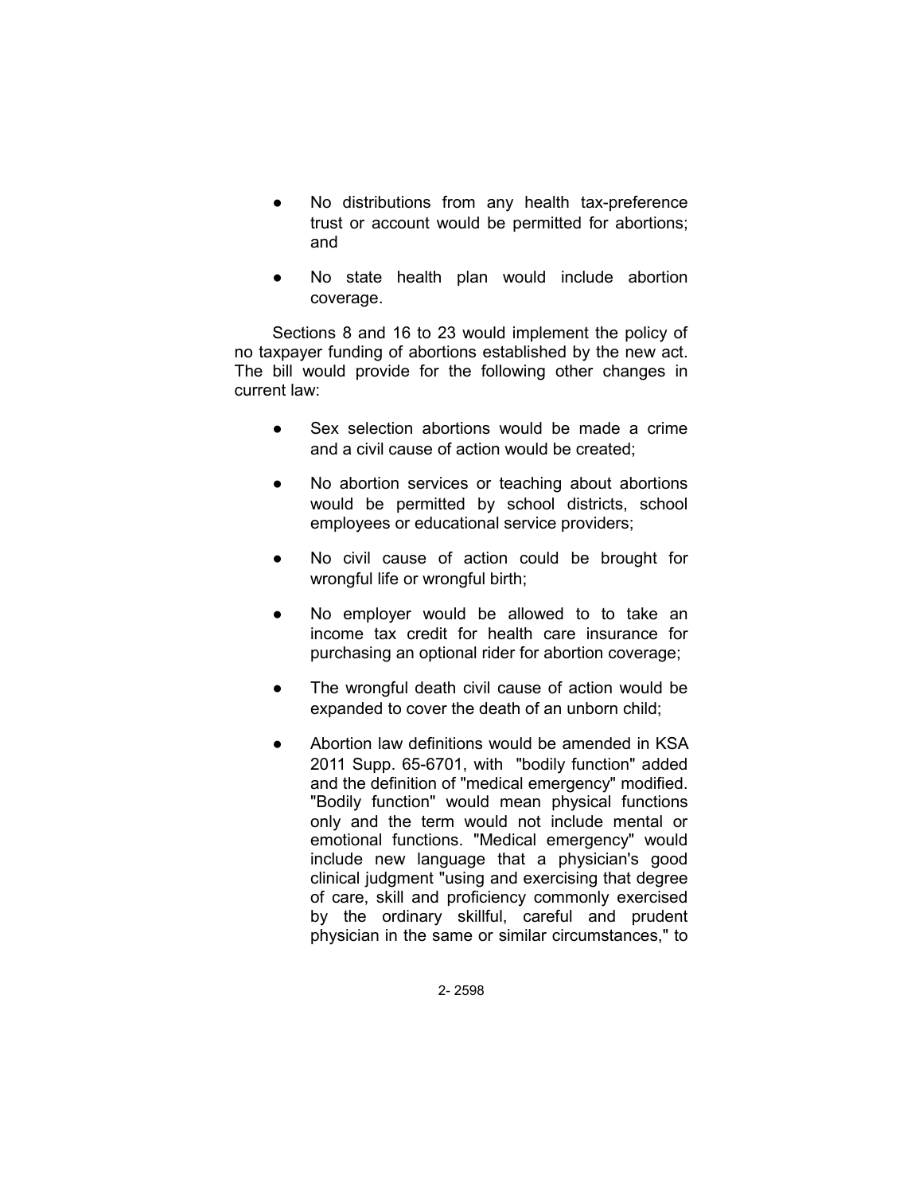- No distributions from any health tax-preference trust or account would be permitted for abortions; and

- No state health plan would include abortion coverage.

Sections 8 and 16 to 23 would implement the policy of no taxpayer funding of abortions established by the new act. The bill would provide for the following other changes in current law:

- Sex selection abortions would be made a crime and a civil cause of action would be created;

- No abortion services or teaching about abortions would be permitted by school districts, school employees or educational service providers;

- No civil cause of action could be brought for wrongful life or wrongful birth;

- No employer would be allowed to to take an income tax credit for health care insurance for purchasing an optional rider for abortion coverage;

- The wrongful death civil cause of action would be expanded to cover the death of an unborn child;

- Abortion law definitions would be amended in KSA 2011 Supp. 65-6701, with "bodily function" added and the definition of "medical emergency" modified. "Bodily function" would mean physical functions only and the term would not include mental or emotional functions. "Medical emergency" would include new language that a physician's good clinical judgment "using and exercising that degree of care, skill and proficiency commonly exercised by the ordinary skillful, careful and prudent physician in the same or similar circumstances," to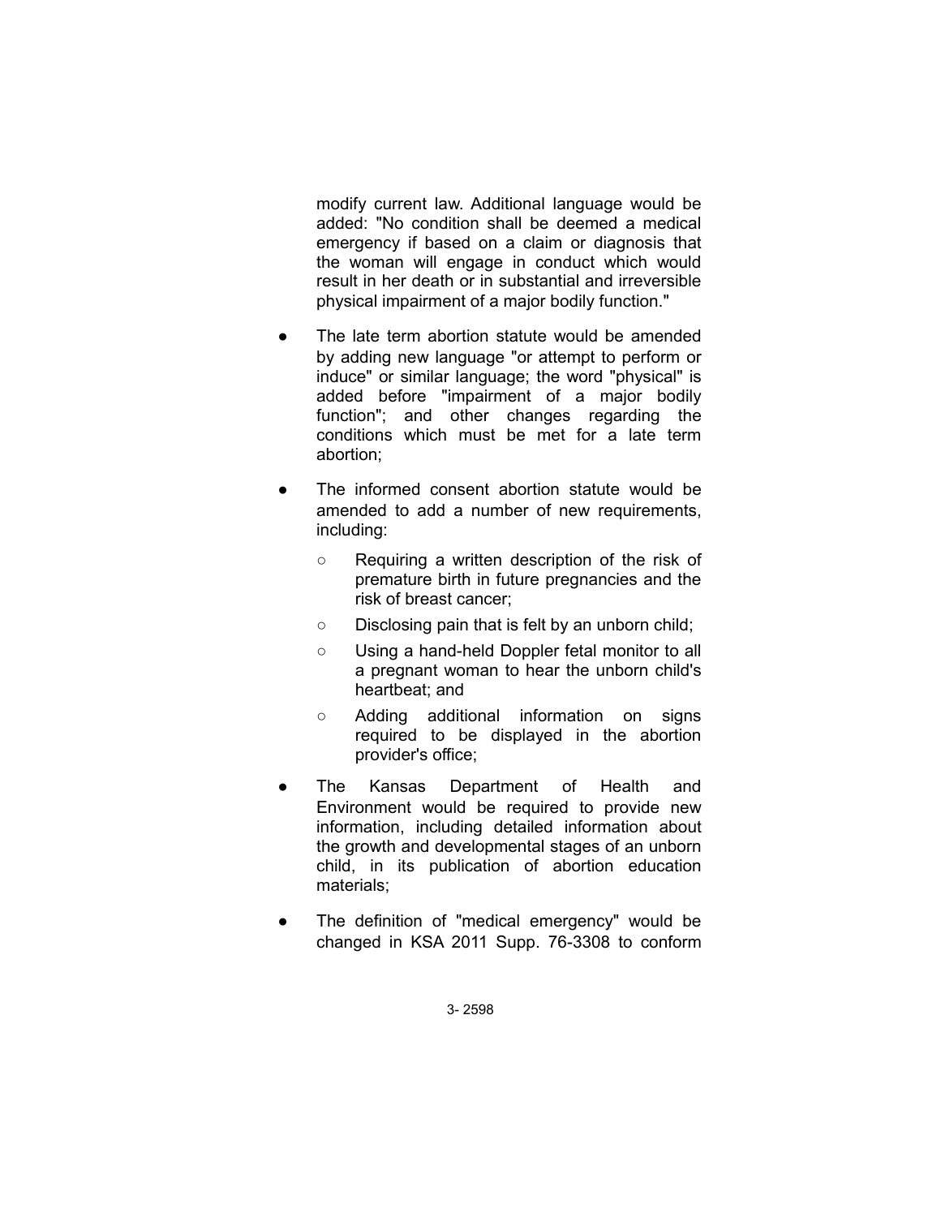modify current law. Additional language would be added: "No condition shall be deemed a medical emergency if based on a claim or diagnosis that the woman will engage in conduct which would result in her death or in substantial and irreversible physical impairment of a major bodily function."

- The late term abortion statute would be amended by adding new language "or attempt to perform or induce" or similar language; the word "physical" is added before "impairment of a major bodily function"; and other changes regarding the conditions which must be met for a late term abortion;

- The informed consent abortion statute would be amended to add a number of new requirements, including:
  - Requiring a written description of the risk of premature birth in future pregnancies and the risk of breast cancer;
  - Disclosing pain that is felt by an unborn child;
  - Using a hand-held Doppler fetal monitor to all a pregnant woman to hear the unborn child's heartbeat; and
  - Adding additional information on signs required to be displayed in the abortion provider's office;

- The Kansas Department of Health and Environment would be required to provide new information, including detailed information about the growth and developmental stages of an unborn child, in its publication of abortion education materials;

- The definition of "medical emergency" would be changed in KSA 2011 Supp. 76-3308 to conform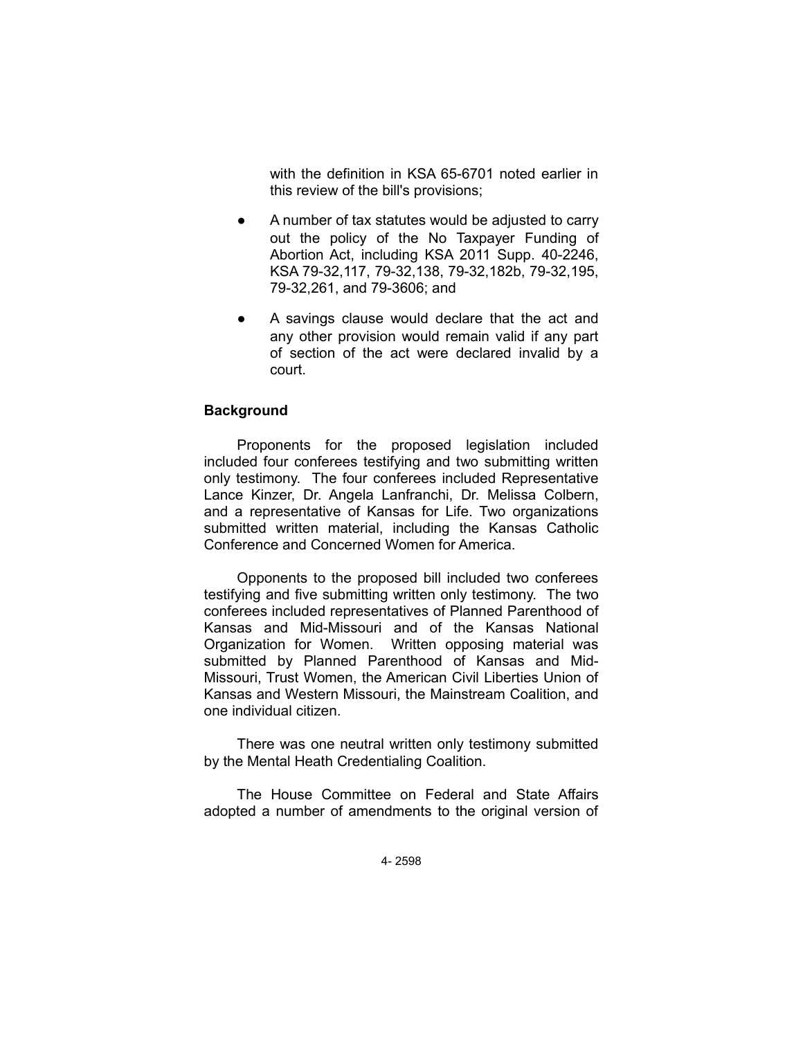with the definition in KSA 65-6701 noted earlier in this review of the bill's provisions;

- A number of tax statutes would be adjusted to carry out the policy of the No Taxpayer Funding of Abortion Act, including KSA 2011 Supp. 40-2246, KSA 79-32,117, 79-32,138, 79-32,182b, 79-32,195, 79-32,261, and 79-3606; and
- A savings clause would declare that the act and any other provision would remain valid if any part of section of the act were declared invalid by a court.

**Background**

Proponents for the proposed legislation included included four conferees testifying and two submitting written only testimony. The four conferees included Representative Lance Kinzer, Dr. Angela Lanfranchi, Dr. Melissa Colbern, and a representative of Kansas for Life. Two organizations submitted written material, including the Kansas Catholic Conference and Concerned Women for America.

Opponents to the proposed bill included two conferees testifying and five submitting written only testimony. The two conferees included representatives of Planned Parenthood of Kansas and Mid-Missouri and of the Kansas National Organization for Women. Written opposing material was submitted by Planned Parenthood of Kansas and Mid-Missouri, Trust Women, the American Civil Liberties Union of Kansas and Western Missouri, the Mainstream Coalition, and one individual citizen.

There was one neutral written only testimony submitted by the Mental Heath Credentialing Coalition.

The House Committee on Federal and State Affairs adopted a number of amendments to the original version of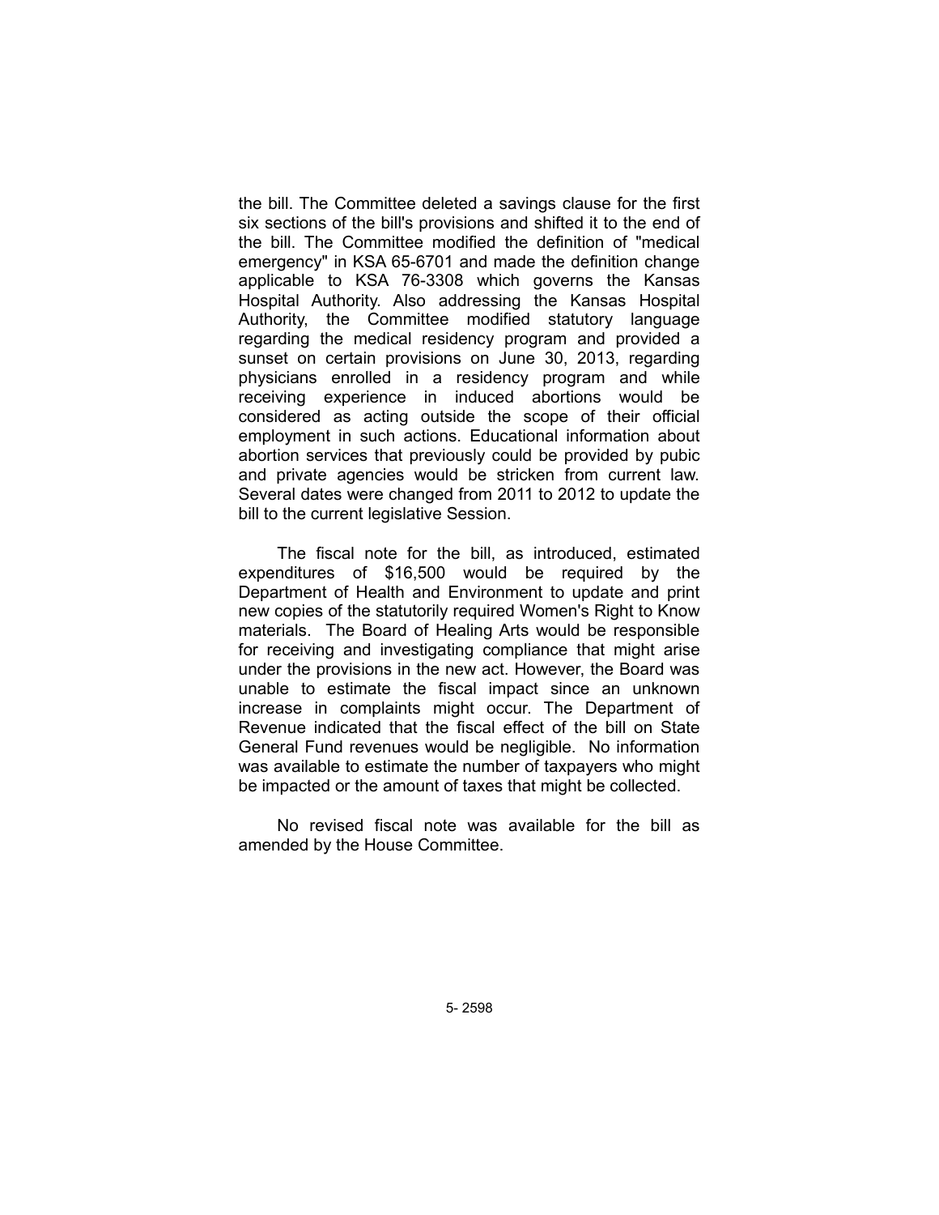the bill. The Committee deleted a savings clause for the first six sections of the bill's provisions and shifted it to the end of the bill. The Committee modified the definition of "medical emergency" in KSA 65-6701 and made the definition change applicable to KSA 76-3308 which governs the Kansas Hospital Authority. Also addressing the Kansas Hospital Authority, the Committee modified statutory language regarding the medical residency program and provided a sunset on certain provisions on June 30, 2013, regarding physicians enrolled in a residency program and while receiving experience in induced abortions would be considered as acting outside the scope of their official employment in such actions. Educational information about abortion services that previously could be provided by pubic and private agencies would be stricken from current law. Several dates were changed from 2011 to 2012 to update the bill to the current legislative Session.

The fiscal note for the bill, as introduced, estimated expenditures of $16,500 would be required by the Department of Health and Environment to update and print new copies of the statutorily required Women's Right to Know materials. The Board of Healing Arts would be responsible for receiving and investigating compliance that might arise under the provisions in the new act. However, the Board was unable to estimate the fiscal impact since an unknown increase in complaints might occur. The Department of Revenue indicated that the fiscal effect of the bill on State General Fund revenues would be negligible. No information was available to estimate the number of taxpayers who might be impacted or the amount of taxes that might be collected.

No revised fiscal note was available for the bill as amended by the House Committee.